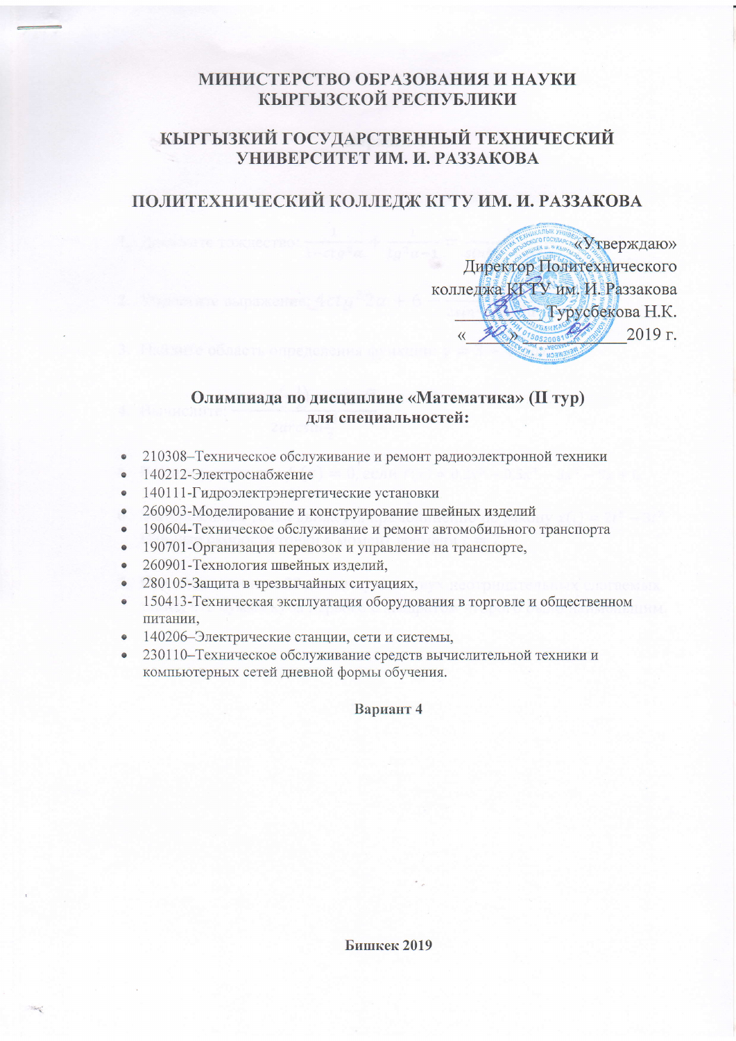# МИНИСТЕРСТВО ОБРАЗОВАНИЯ И НАУКИ КЫРГЫЗСКОЙ РЕСПУБЛИКИ

# КЫРГЫЗКИЙ ГОСУДАРСТВЕННЫЙ ТЕХНИЧЕСКИЙ УНИВЕРСИТЕТ ИМ. И. РАЗЗАКОВА

# ПОЛИТЕХНИЧЕСКИЙ КОЛЛЕДЖ КГТУ ИМ. И. РАЗЗАКОВА

«Утверждаю»
Директор Политехнического
колледжа КГТУ им. И. Раззакова
__________ Турусбекова Н.К.
«__10__» __________2019 г.

## Олимпиада по дисциплине «Математика» (II тур) для специальностей:

- 210308–Техническое обслуживание и ремонт радиоэлектронной техники
- 140212-Электроснабжение
- 140111-Гидроэлектрэнергетические установки
- 260903-Моделирование и конструирование швейных изделий
- 190604-Техническое обслуживание и ремонт автомобильного транспорта
- 190701-Организация перевозок и управление на транспорте,
- 260901-Технология швейных изделий,
- 280105-Защита в чрезвычайных ситуациях,
- 150413-Техническая эксплуатация оборудования в торговле и общественном питании,
- 140206–Электрические станции, сети и системы,
- 230110–Техническое обслуживание средств вычислительной техники и компьютерных сетей дневной формы обучения.

**Вариант 4**

Бишкек 2019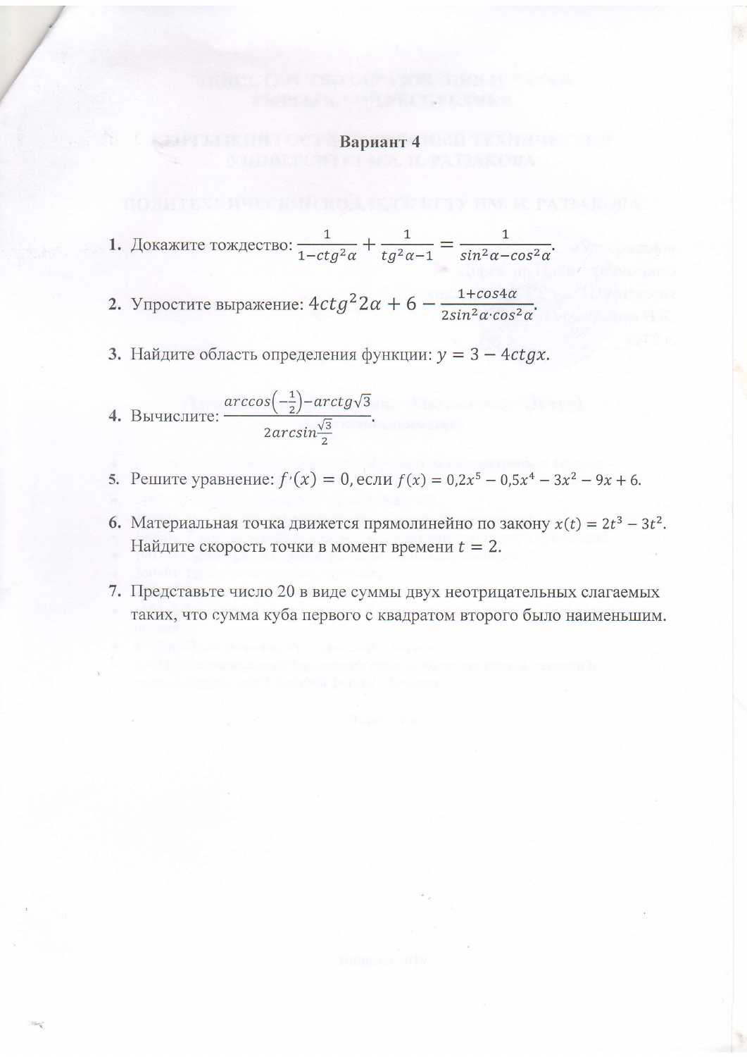**Вариант 4**

1. Докажите тождество: $\frac{1}{1-ctg^2\alpha} + \frac{1}{tg^2\alpha-1} = \frac{1}{sin^2\alpha-cos^2\alpha}$.

2. Упростите выражение: $4ctg^2 2\alpha + 6 - \frac{1+cos4\alpha}{2sin^2\alpha \cdot cos^2\alpha}$.

3. Найдите область определения функции: $y = 3 - 4ctgx$.

4. Вычислите: $\frac{arccos\left(-\frac{1}{2}\right) - arctg\sqrt{3}}{2arcsin\frac{\sqrt{3}}{2}}$.

5. Решите уравнение: $f'(x) = 0$, если $f(x) = 0{,}2x^5 - 0{,}5x^4 - 3x^2 - 9x + 6$.

6. Материальная точка движется прямолинейно по закону $x(t) = 2t^3 - 3t^2$. Найдите скорость точки в момент времени $t = 2$.

7. Представьте число 20 в виде суммы двух неотрицательных слагаемых таких, что сумма куба первого с квадратом второго было наименьшим.